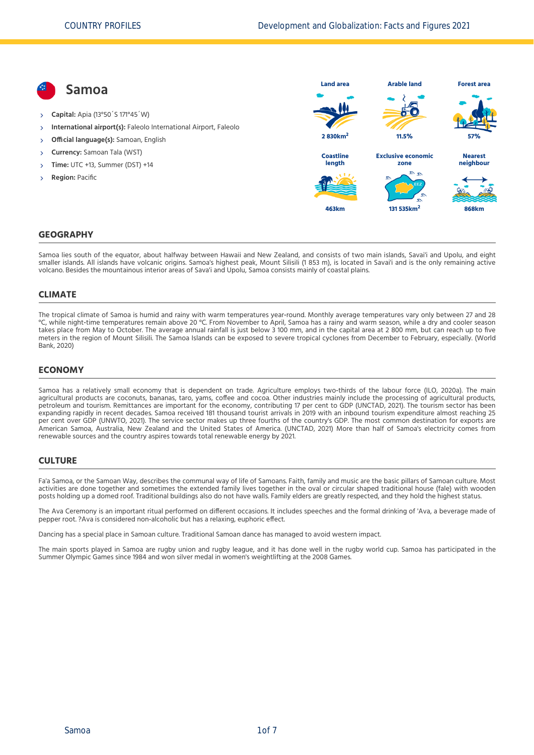# Samoa

- **Capital:** Apia (13°50´S 171°45´W)
- **International airport(s):** Faleolo International Airport, Faleolo
- **Official language(s):** Samoan, English
- **Currency:** Samoan Tala (WST)
- **Time:** UTC +13, Summer (DST) +14
- **Region:** Pacific

| Land area | Arable land | Forest area |
| --- | --- | --- |
| 2 830km$^2$ | 11.5% | 57% |

| Coastline length | Exclusive economic zone | Nearest neighbour |
| --- | --- | --- |
| 463km | 131 535km$^2$ | 868km |

## GEOGRAPHY

Samoa lies south of the equator, about halfway between Hawaii and New Zealand, and consists of two main islands, Savai'i and Upolu, and eight smaller islands. All islands have volcanic origins. Samoa's highest peak, Mount Silisili (1 853 m), is located in Savai'i and is the only remaining active volcano. Besides the mountainous interior areas of Sava'i and Upolu, Samoa consists mainly of coastal plains.

## CLIMATE

The tropical climate of Samoa is humid and rainy with warm temperatures year-round. Monthly average temperatures vary only between 27 and 28 °C, while night-time temperatures remain above 20 °C. From November to April, Samoa has a rainy and warm season, while a dry and cooler season takes place from May to October. The average annual rainfall is just below 3 100 mm, and in the capital area at 2 800 mm, but can reach up to five meters in the region of Mount Silisili. The Samoa Islands can be exposed to severe tropical cyclones from December to February, especially. (World Bank, 2020)

## ECONOMY

Samoa has a relatively small economy that is dependent on trade. Agriculture employs two-thirds of the labour force (ILO, 2020a). The main agricultural products are coconuts, bananas, taro, yams, coffee and cocoa. Other industries mainly include the processing of agricultural products, petroleum and tourism. Remittances are important for the economy, contributing 17 per cent to GDP (UNCTAD, 2021). The tourism sector has been expanding rapidly in recent decades. Samoa received 181 thousand tourist arrivals in 2019 with an inbound tourism expenditure almost reaching 25 per cent over GDP (UNWTO, 2021). The service sector makes up three fourths of the country's GDP. The most common destination for exports are American Samoa, Australia, New Zealand and the United States of America. (UNCTAD, 2021) More than half of Samoa's electricity comes from renewable sources and the country aspires towards total renewable energy by 2021.

## CULTURE

Fa'a Samoa, or the Samoan Way, describes the communal way of life of Samoans. Faith, family and music are the basic pillars of Samoan culture. Most activities are done together and sometimes the extended family lives together in the oval or circular shaped traditional house (fale) with wooden posts holding up a domed roof. Traditional buildings also do not have walls. Family elders are greatly respected, and they hold the highest status.

The Ava Ceremony is an important ritual performed on different occasions. It includes speeches and the formal drinking of 'Ava, a beverage made of pepper root. ?Ava is considered non-alcoholic but has a relaxing, euphoric effect.

Dancing has a special place in Samoan culture. Traditional Samoan dance has managed to avoid western impact.

The main sports played in Samoa are rugby union and rugby league, and it has done well in the rugby world cup. Samoa has participated in the Summer Olympic Games since 1984 and won silver medal in women's weightlifting at the 2008 Games.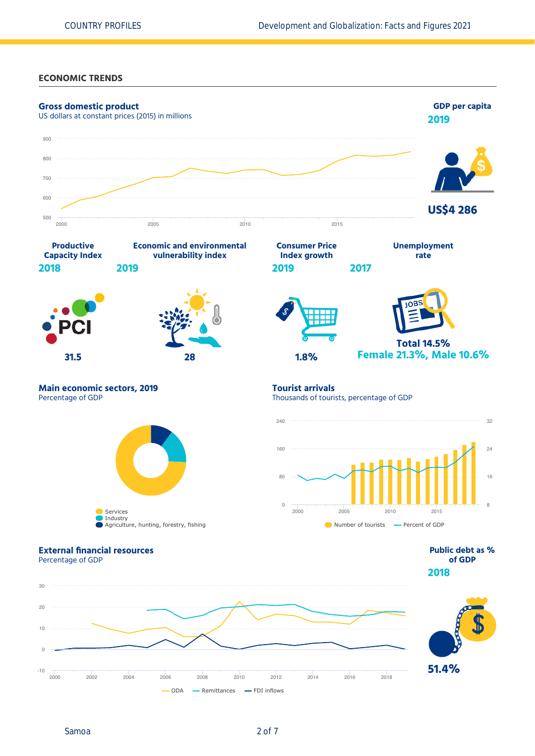## ECONOMIC TRENDS

### Gross domestic product

US dollars at constant prices (2015) in millions

### GDP per capita

**2019**

**US$4 286**

### Productive Capacity Index

**2018**

**31.5**

### Economic and environmental vulnerability index

**2019**

**28**

### Consumer Price Index growth

**2019**

**1.8%**

### Unemployment rate

**2017**

**Total 14.5%**

**Female 21.3%, Male 10.6%**

### Main economic sectors, 2019

Percentage of GDP

- Services
- Industry
- Agriculture, hunting, forestry, fishing

### Tourist arrivals

Thousands of tourists, percentage of GDP

- Number of tourists
- Percent of GDP

### External financial resources

Percentage of GDP

- ODA
- Remittances
- FDI inflows

### Public debt as % of GDP

**2018**

**51.4%**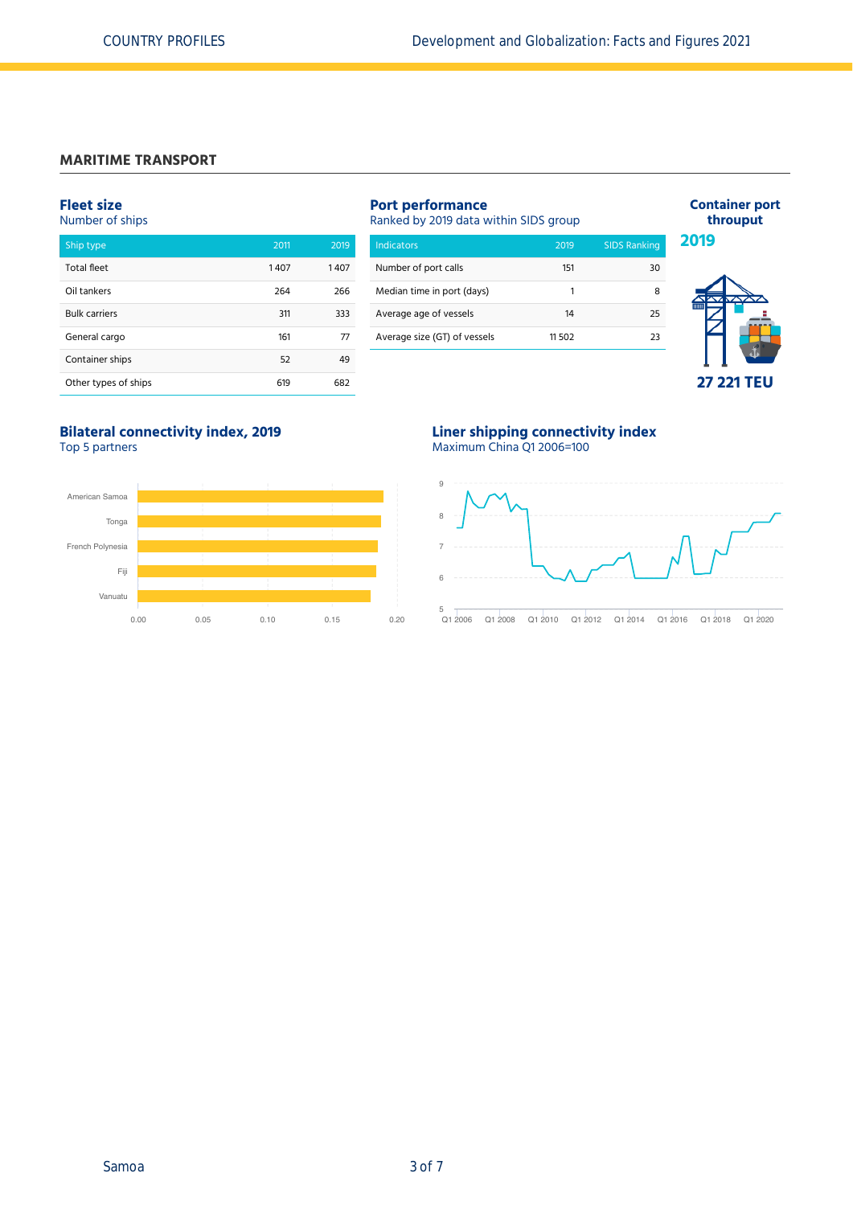## MARITIME TRANSPORT

### Fleet size
Number of ships

| Ship type | 2011 | 2019 |
|---|---|---|
| Total fleet | 1 407 | 1 407 |
| Oil tankers | 264 | 266 |
| Bulk carriers | 311 | 333 |
| General cargo | 161 | 77 |
| Container ships | 52 | 49 |
| Other types of ships | 619 | 682 |

### Port performance
Ranked by 2019 data within SIDS group

| Indicators | 2019 | SIDS Ranking |
|---|---|---|
| Number of port calls | 151 | 30 |
| Median time in port (days) | 1 | 8 |
| Average age of vessels | 14 | 25 |
| Average size (GT) of vessels | 11 502 | 23 |

### Container port throuput

**2019**

**27 221 TEU**

### Bilateral connectivity index, 2019
Top 5 partners

American Samoa, Tonga, French Polynesia, Fiji, Vanuatu

0.00 0.05 0.10 0.15 0.20

### Liner shipping connectivity index
Maximum China Q1 2006=100

Q1 2006, Q1 2008, Q1 2010, Q1 2012, Q1 2014, Q1 2016, Q1 2018, Q1 2020

5 6 7 8 9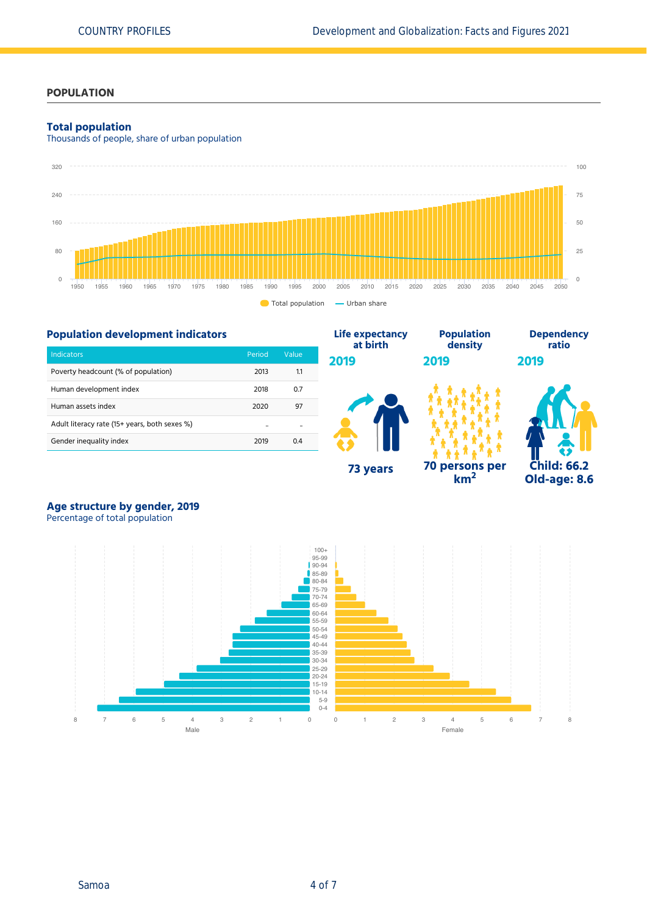## POPULATION

### Total population

Thousands of people, share of urban population

Total population — Urban share

### Population development indicators

| Indicators | Period | Value |
|---|---|---|
| Poverty headcount (% of population) | 2013 | 1.1 |
| Human development index | 2018 | 0.7 |
| Human assets index | 2020 | 97 |
| Adult literacy rate (15+ years, both sexes %) | .. | .. |
| Gender inequality index | 2019 | 0.4 |

**Life expectancy at birth**
2019
73 years

**Population density**
2019
70 persons per km$^2$

**Dependency ratio**
2019
Child: 66.2
Old-age: 8.6

### Age structure by gender, 2019

Percentage of total population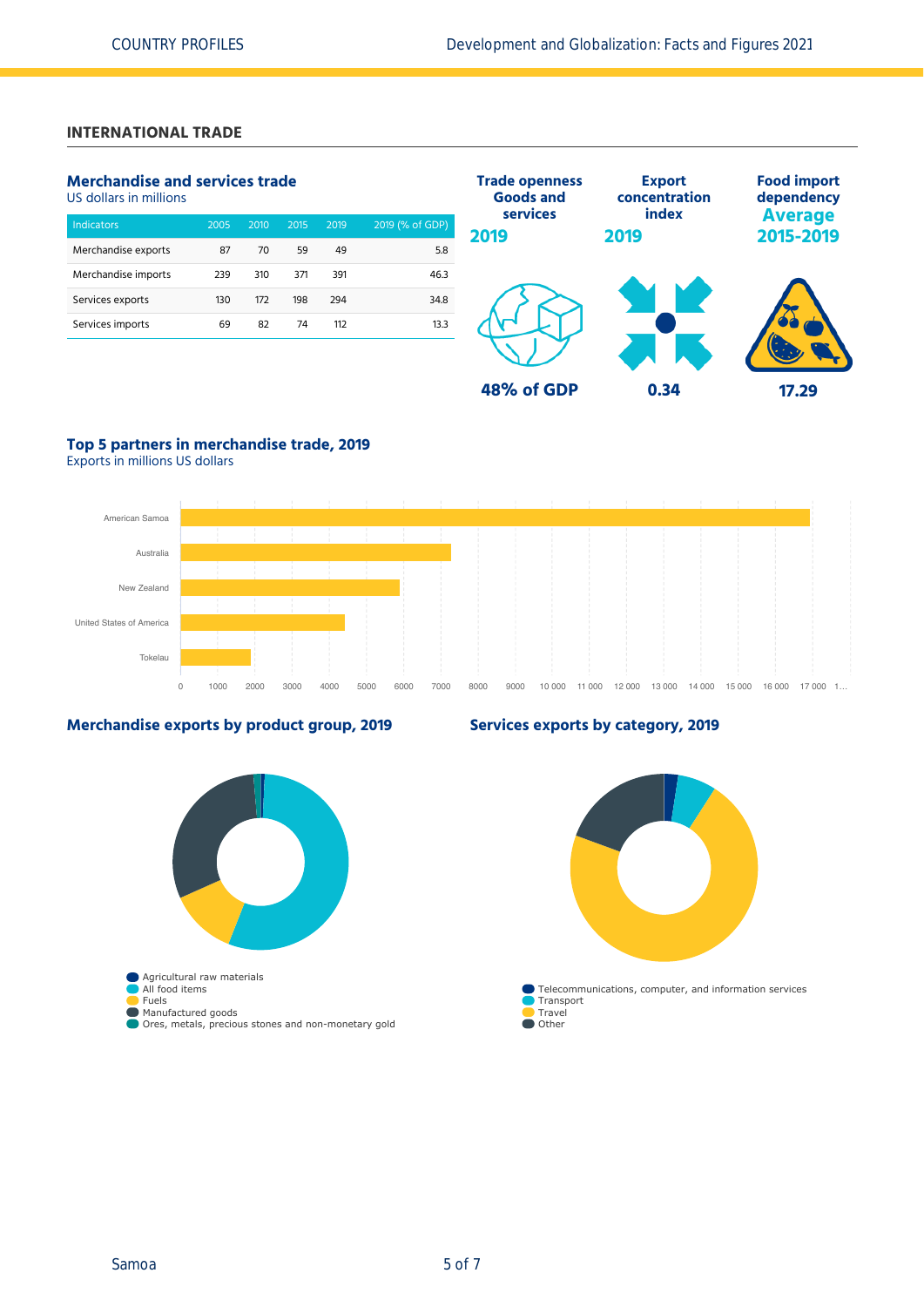## INTERNATIONAL TRADE

### Merchandise and services trade

US dollars in millions

| Indicators | 2005 | 2010 | 2015 | 2019 | 2019 (% of GDP) |
|---|---|---|---|---|---|
| Merchandise exports | 87 | 70 | 59 | 49 | 5.8 |
| Merchandise imports | 239 | 310 | 371 | 391 | 46.3 |
| Services exports | 130 | 172 | 198 | 294 | 34.8 |
| Services imports | 69 | 82 | 74 | 112 | 13.3 |

**Trade openness Goods and services 2019**

**48% of GDP**

**Export concentration index 2019**

**0.34**

**Food import dependency Average 2015-2019**

**17.29**

### Top 5 partners in merchandise trade, 2019

Exports in millions US dollars

American Samoa
Australia
New Zealand
United States of America
Tokelau

0 1000 2000 3000 4000 5000 6000 7000 8000 9000 10 000 11 000 12 000 13 000 14 000 15 000 16 000 17 000 1...

### Merchandise exports by product group, 2019

- Agricultural raw materials
- All food items
- Fuels
- Manufactured goods
- Ores, metals, precious stones and non-monetary gold

### Services exports by category, 2019

- Telecommunications, computer, and information services
- Transport
- Travel
- Other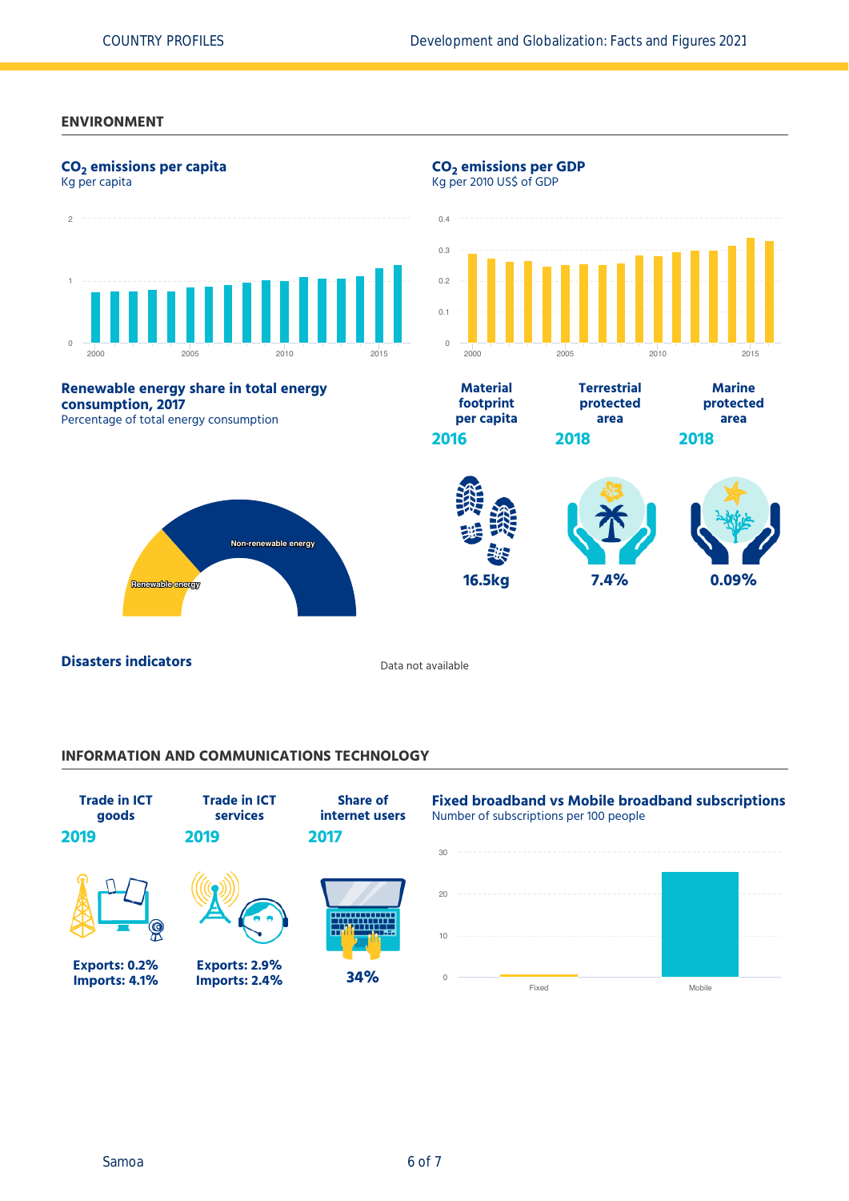## ENVIRONMENT

### $CO_2$ emissions per capita

Kg per capita

### $CO_2$ emissions per GDP

Kg per 2010 US$ of GDP

### Renewable energy share in total energy consumption, 2017

Percentage of total energy consumption

Renewable energy

Non-renewable energy

| Material footprint per capita | Terrestrial protected area | Marine protected area |
| --- | --- | --- |
| 2016 | 2018 | 2018 |
| 16.5kg | 7.4% | 0.09% |

### Disasters indicators

Data not available

## INFORMATION AND COMMUNICATIONS TECHNOLOGY

| Trade in ICT goods | Trade in ICT services | Share of internet users |
| --- | --- | --- |
| 2019 | 2019 | 2017 |
| Exports: 0.2%<br>Imports: 4.1% | Exports: 2.9%<br>Imports: 2.4% | 34% |

### Fixed broadband vs Mobile broadband subscriptions

Number of subscriptions per 100 people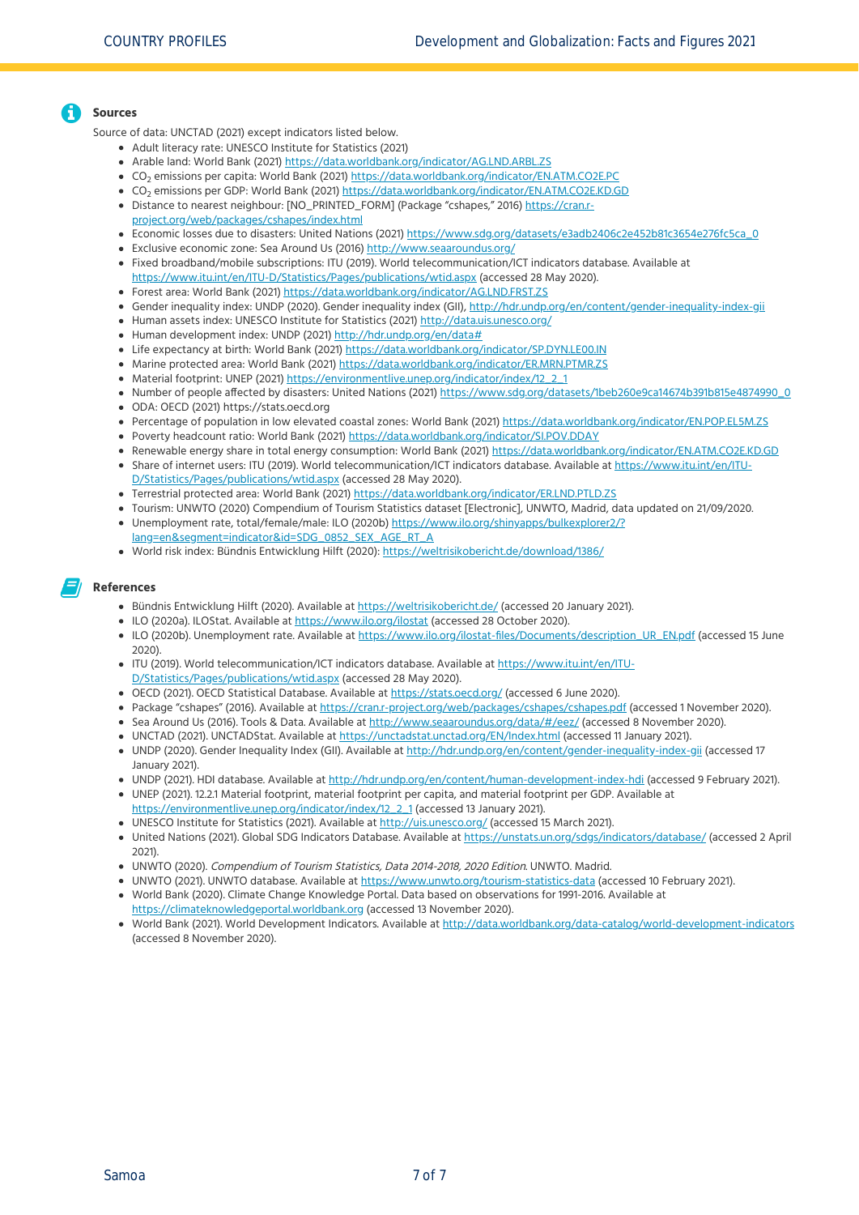## Sources

Source of data: UNCTAD (2021) except indicators listed below.

- Adult literacy rate: UNESCO Institute for Statistics (2021)
- Arable land: World Bank (2021) https://data.worldbank.org/indicator/AG.LND.ARBL.ZS
- $CO_2$ emissions per capita: World Bank (2021) https://data.worldbank.org/indicator/EN.ATM.CO2E.PC
- $CO_2$ emissions per GDP: World Bank (2021) https://data.worldbank.org/indicator/EN.ATM.CO2E.KD.GD
- Distance to nearest neighbour: [NO_PRINTED_FORM] (Package "cshapes," 2016) https://cran.r-project.org/web/packages/cshapes/index.html
- Economic losses due to disasters: United Nations (2021) https://www.sdg.org/datasets/e3adb2406c2e452b81c3654e276fc5ca_0
- Exclusive economic zone: Sea Around Us (2016) http://www.seaaroundus.org/
- Fixed broadband/mobile subscriptions: ITU (2019). World telecommunication/ICT indicators database. Available at https://www.itu.int/en/ITU-D/Statistics/Pages/publications/wtid.aspx (accessed 28 May 2020).
- Forest area: World Bank (2021) https://data.worldbank.org/indicator/AG.LND.FRST.ZS
- Gender inequality index: UNDP (2020). Gender inequality index (GII), http://hdr.undp.org/en/content/gender-inequality-index-gii
- Human assets index: UNESCO Institute for Statistics (2021) http://data.uis.unesco.org/
- Human development index: UNDP (2021) http://hdr.undp.org/en/data#
- Life expectancy at birth: World Bank (2021) https://data.worldbank.org/indicator/SP.DYN.LE00.IN
- Marine protected area: World Bank (2021) https://data.worldbank.org/indicator/ER.MRN.PTMR.ZS
- Material footprint: UNEP (2021) https://environmentlive.unep.org/indicator/index/12_2_1
- Number of people affected by disasters: United Nations (2021) https://www.sdg.org/datasets/1beb260e9ca14674b391b815e4874990_0
- ODA: OECD (2021) https://stats.oecd.org
- Percentage of population in low elevated coastal zones: World Bank (2021) https://data.worldbank.org/indicator/EN.POP.EL5M.ZS
- Poverty headcount ratio: World Bank (2021) https://data.worldbank.org/indicator/SI.POV.DDAY
- Renewable energy share in total energy consumption: World Bank (2021) https://data.worldbank.org/indicator/EN.ATM.CO2E.KD.GD
- Share of internet users: ITU (2019). World telecommunication/ICT indicators database. Available at https://www.itu.int/en/ITU-D/Statistics/Pages/publications/wtid.aspx (accessed 28 May 2020).
- Terrestrial protected area: World Bank (2021) https://data.worldbank.org/indicator/ER.LND.PTLD.ZS
- Tourism: UNWTO (2020) Compendium of Tourism Statistics dataset [Electronic], UNWTO, Madrid, data updated on 21/09/2020.
- Unemployment rate, total/female/male: ILO (2020b) https://www.ilo.org/shinyapps/bulkexplorer2/?lang=en&segment=indicator&id=SDG_0852_SEX_AGE_RT_A
- World risk index: Bündnis Entwicklung Hilft (2020): https://weltrisikobericht.de/download/1386/

## References

- Bündnis Entwicklung Hilft (2020). Available at https://weltrisikobericht.de/ (accessed 20 January 2021).
- ILO (2020a). ILOStat. Available at https://www.ilo.org/ilostat (accessed 28 October 2020).
- ILO (2020b). Unemployment rate. Available at https://www.ilo.org/ilostat-files/Documents/description_UR_EN.pdf (accessed 15 June 2020).
- ITU (2019). World telecommunication/ICT indicators database. Available at https://www.itu.int/en/ITU-D/Statistics/Pages/publications/wtid.aspx (accessed 28 May 2020).
- OECD (2021). OECD Statistical Database. Available at https://stats.oecd.org/ (accessed 6 June 2020).
- Package "cshapes" (2016). Available at https://cran.r-project.org/web/packages/cshapes/cshapes.pdf (accessed 1 November 2020).
- Sea Around Us (2016). Tools & Data. Available at http://www.seaaroundus.org/data/#/eez/ (accessed 8 November 2020).
- UNCTAD (2021). UNCTADStat. Available at https://unctadstat.unctad.org/EN/Index.html (accessed 11 January 2021).
- UNDP (2020). Gender Inequality Index (GII). Available at http://hdr.undp.org/en/content/gender-inequality-index-gii (accessed 17 January 2021).
- UNDP (2021). HDI database. Available at http://hdr.undp.org/en/content/human-development-index-hdi (accessed 9 February 2021).
- UNEP (2021). 12.2.1 Material footprint, material footprint per capita, and material footprint per GDP. Available at https://environmentlive.unep.org/indicator/index/12_2_1 (accessed 13 January 2021).
- UNESCO Institute for Statistics (2021). Available at http://uis.unesco.org/ (accessed 15 March 2021).
- United Nations (2021). Global SDG Indicators Database. Available at https://unstats.un.org/sdgs/indicators/database/ (accessed 2 April 2021).
- UNWTO (2020). *Compendium of Tourism Statistics, Data 2014-2018, 2020 Edition*. UNWTO. Madrid.
- UNWTO (2021). UNWTO database. Available at https://www.unwto.org/tourism-statistics-data (accessed 10 February 2021).
- World Bank (2020). Climate Change Knowledge Portal. Data based on observations for 1991-2016. Available at https://climateknowledgeportal.worldbank.org (accessed 13 November 2020).
- World Bank (2021). World Development Indicators. Available at http://data.worldbank.org/data-catalog/world-development-indicators (accessed 8 November 2020).